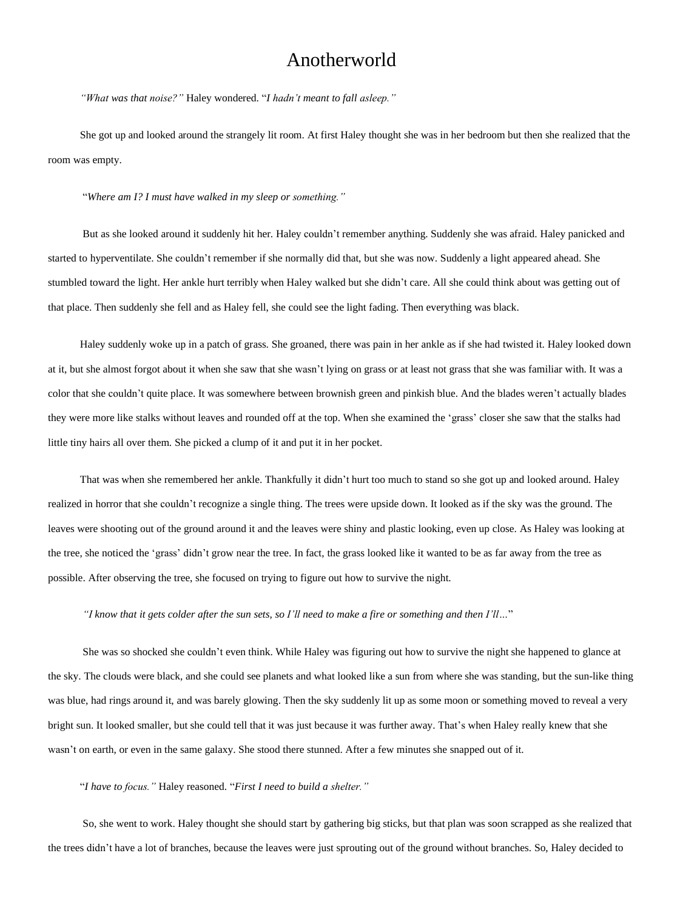# Anotherworld

*"What was that noise?"* Haley wondered. "*I hadn't meant to fall asleep."*

She got up and looked around the strangely lit room. At first Haley thought she was in her bedroom but then she realized that the room was empty.

"*Where am I? I must have walked in my sleep or something."*

But as she looked around it suddenly hit her. Haley couldn't remember anything. Suddenly she was afraid. Haley panicked and started to hyperventilate. She couldn't remember if she normally did that, but she was now. Suddenly a light appeared ahead. She stumbled toward the light. Her ankle hurt terribly when Haley walked but she didn't care. All she could think about was getting out of that place. Then suddenly she fell and as Haley fell, she could see the light fading. Then everything was black.

Haley suddenly woke up in a patch of grass. She groaned, there was pain in her ankle as if she had twisted it. Haley looked down at it, but she almost forgot about it when she saw that she wasn't lying on grass or at least not grass that she was familiar with. It was a color that she couldn't quite place. It was somewhere between brownish green and pinkish blue. And the blades weren't actually blades they were more like stalks without leaves and rounded off at the top. When she examined the 'grass' closer she saw that the stalks had little tiny hairs all over them. She picked a clump of it and put it in her pocket.

That was when she remembered her ankle. Thankfully it didn't hurt too much to stand so she got up and looked around. Haley realized in horror that she couldn't recognize a single thing. The trees were upside down. It looked as if the sky was the ground. The leaves were shooting out of the ground around it and the leaves were shiny and plastic looking, even up close. As Haley was looking at the tree, she noticed the 'grass' didn't grow near the tree. In fact, the grass looked like it wanted to be as far away from the tree as possible. After observing the tree, she focused on trying to figure out how to survive the night.

*"I know that it gets colder after the sun sets, so I'll need to make a fire or something and then I'll…*"

She was so shocked she couldn't even think. While Haley was figuring out how to survive the night she happened to glance at the sky. The clouds were black, and she could see planets and what looked like a sun from where she was standing, but the sun-like thing was blue, had rings around it, and was barely glowing. Then the sky suddenly lit up as some moon or something moved to reveal a very bright sun. It looked smaller, but she could tell that it was just because it was further away. That's when Haley really knew that she wasn't on earth, or even in the same galaxy. She stood there stunned. After a few minutes she snapped out of it.

"*I have to focus."* Haley reasoned. "*First I need to build a shelter."*

So, she went to work. Haley thought she should start by gathering big sticks, but that plan was soon scrapped as she realized that the trees didn't have a lot of branches, because the leaves were just sprouting out of the ground without branches. So, Haley decided to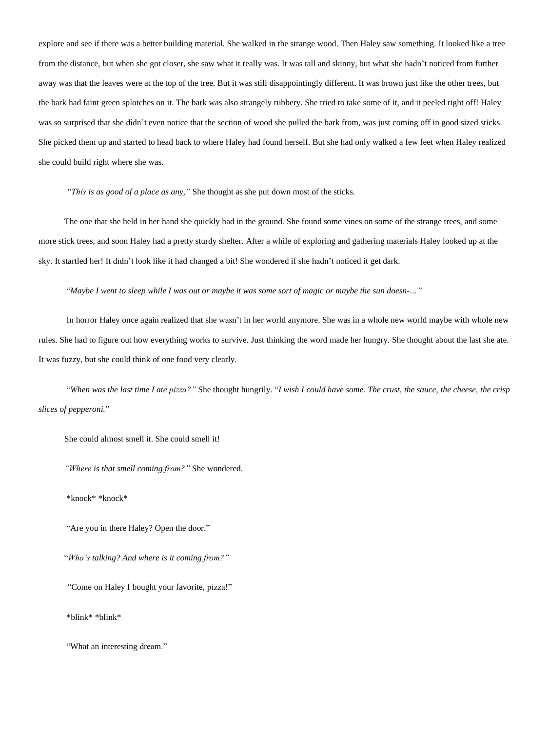explore and see if there was a better building material. She walked in the strange wood. Then Haley saw something. It looked like a tree from the distance, but when she got closer, she saw what it really was. It was tall and skinny, but what she hadn't noticed from further away was that the leaves were at the top of the tree. But it was still disappointingly different. It was brown just like the other trees, but the bark had faint green splotches on it. The bark was also strangely rubbery. She tried to take some of it, and it peeled right off! Haley was so surprised that she didn't even notice that the section of wood she pulled the bark from, was just coming off in good sized sticks. She picked them up and started to head back to where Haley had found herself. But she had only walked a few feet when Haley realized she could build right where she was.

*"This is as good of a place as any,"* She thought as she put down most of the sticks.

The one that she held in her hand she quickly had in the ground. She found some vines on some of the strange trees, and some more stick trees, and soon Haley had a pretty sturdy shelter. After a while of exploring and gathering materials Haley looked up at the sky. It startled her! It didn't look like it had changed a bit! She wondered if she hadn't noticed it get dark.

"*Maybe I went to sleep while I was out or maybe it was some sort of magic or maybe the sun doesn-…"*

In horror Haley once again realized that she wasn't in her world anymore. She was in a whole new world maybe with whole new rules. She had to figure out how everything works to survive. Just thinking the word made her hungry. She thought about the last she ate. It was fuzzy, but she could think of one food very clearly.

"*When was the last time I ate pizza?"* She thought hungrily. "*I wish I could have some. The crust, the sauce, the cheese, the crisp slices of pepperoni.*"

She could almost smell it. She could smell it!

*"Where is that smell coming from?"* She wondered.

*knock* *knock*

"Are you in there Haley? Open the door."

"*Who's talking? And where is it coming from?"*

"Come on Haley I bought your favorite, pizza!"

*blink* *blink*

"What an interesting dream."